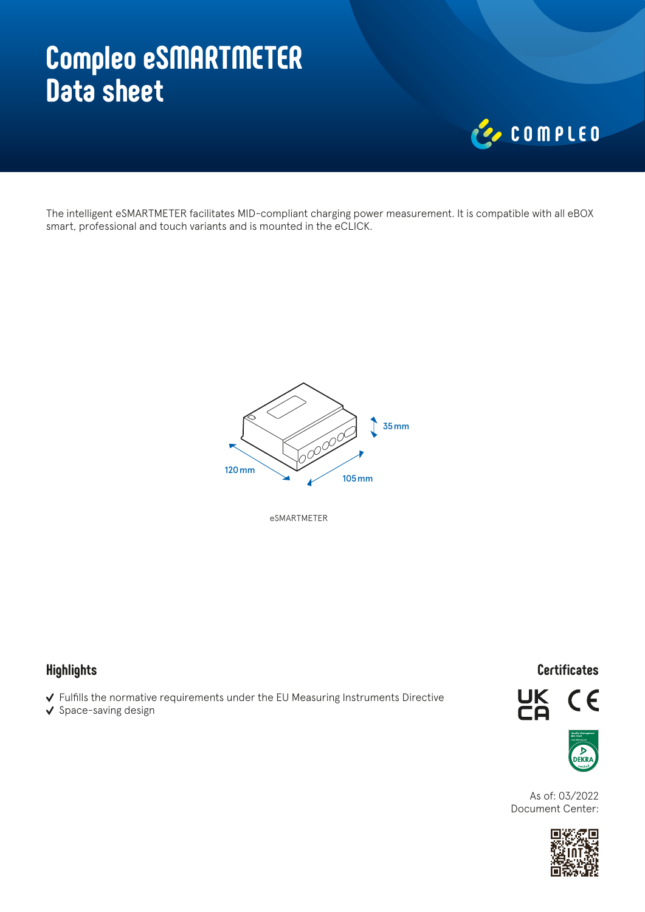# Compleo eSMARTMETER
# Data sheet

The intelligent eSMARTMETER facilitates MID-compliant charging power measurement. It is compatible with all eBOX smart, professional and touch variants and is mounted in the eCLICK.

35 mm

120 mm

105 mm

eSMARTMETER

## Highlights

- ✓ Fulfills the normative requirements under the EU Measuring Instruments Directive
- ✓ Space-saving design

## Certificates

As of: 03/2022
Document Center: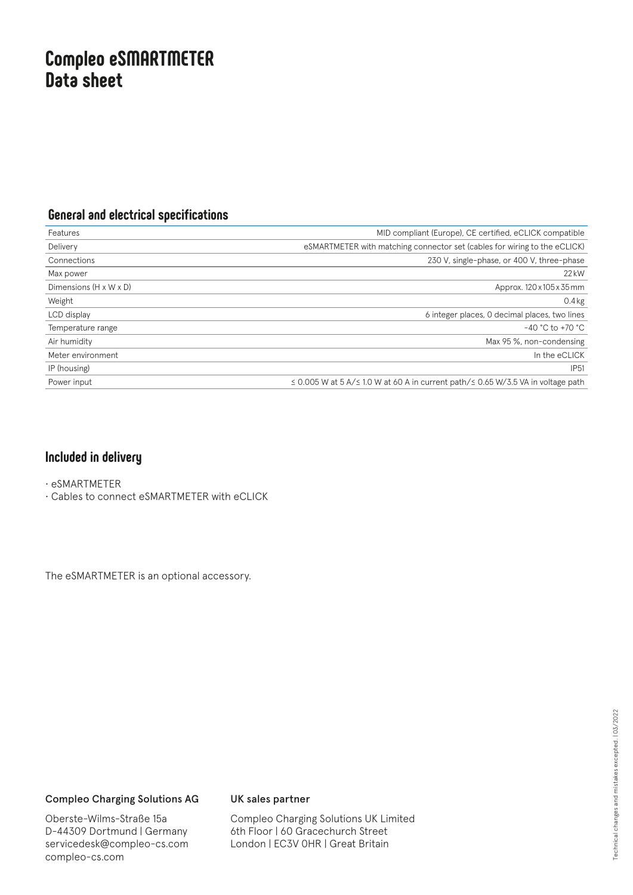# Compleo eSMARTMETER
# Data sheet

## General and electrical specifications

| | |
|---|---|
| Features | MID compliant (Europe), CE certified, eCLICK compatible |
| Delivery | eSMARTMETER with matching connector set (cables for wiring to the eCLICK) |
| Connections | 230 V, single-phase, or 400 V, three-phase |
| Max power | 22 kW |
| Dimensions (H x W x D) | Approx. 120 x 105 x 35 mm |
| Weight | 0.4 kg |
| LCD display | 6 integer places, 0 decimal places, two lines |
| Temperature range | -40 °C to +70 °C |
| Air humidity | Max 95 %, non-condensing |
| Meter environment | In the eCLICK |
| IP (housing) | IP51 |
| Power input | ≤ 0.005 W at 5 A/≤ 1.0 W at 60 A in current path/≤ 0.65 W/3.5 VA in voltage path |

## Included in delivery

- eSMARTMETER
- Cables to connect eSMARTMETER with eCLICK

The eSMARTMETER is an optional accessory.

**Compleo Charging Solutions AG**

Oberste-Wilms-Straße 15a
D-44309 Dortmund | Germany
servicedesk@compleo-cs.com
compleo-cs.com

**UK sales partner**

Compleo Charging Solutions UK Limited
6th Floor | 60 Gracechurch Street
London | EC3V 0HR | Great Britain

Technical changes and mistakes excepted. | 03/2022